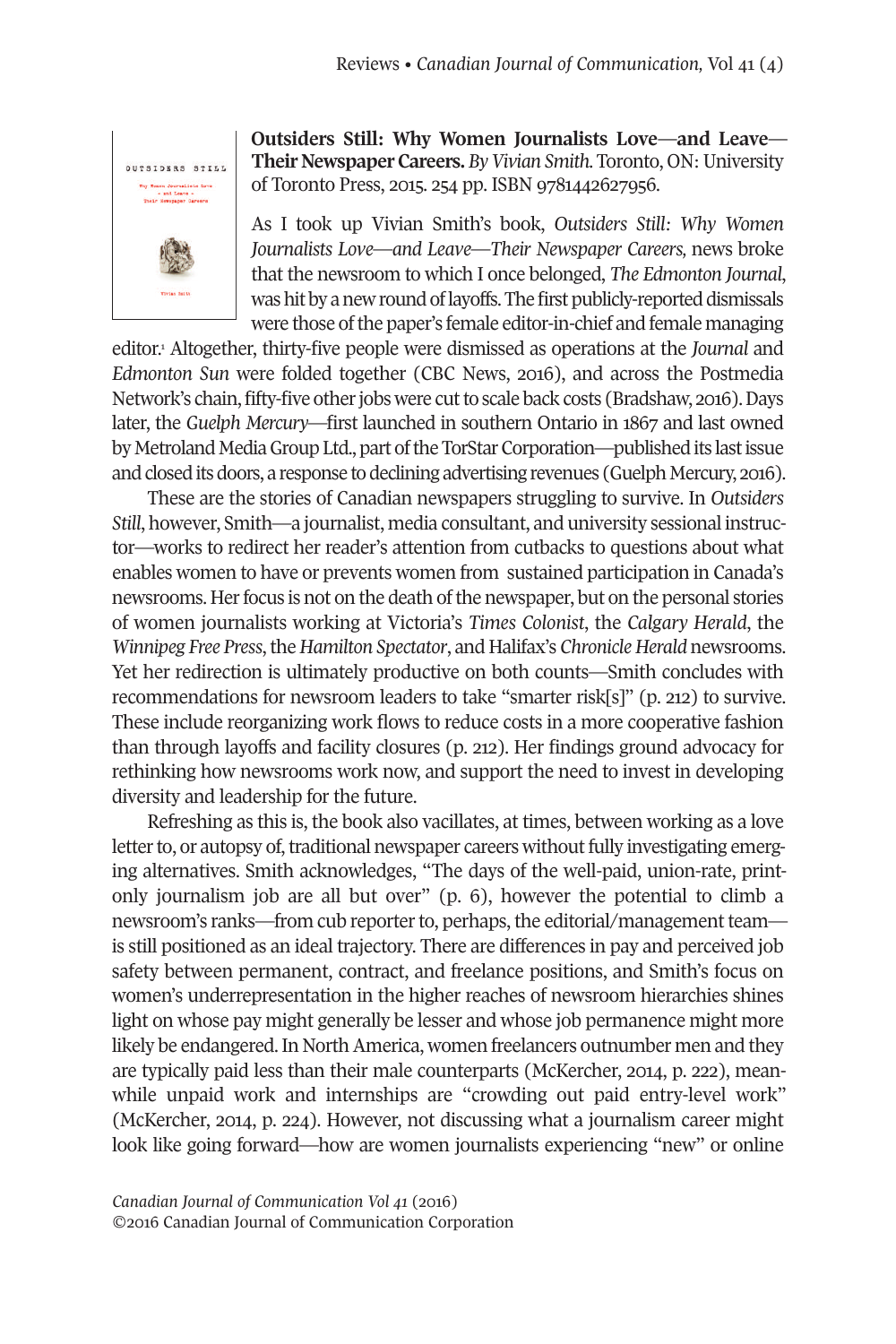**Outsiders Still: Why Women Journalists Love—and Leave—Their Newspaper Careers.** *By Vivian Smith.* Toronto, ON: University of Toronto Press, 2015. 254 pp. ISBN 9781442627956.

As I took up Vivian Smith's book, *Outsiders Still: Why Women Journalists Love—and Leave—Their Newspaper Careers,* news broke that the newsroom to which I once belonged, *The Edmonton Journal*, was hit by a new round of layoffs. The first publicly-reported dismissals were those of the paper's female editor-in-chief and female managing editor.[1] Altogether, thirty-five people were dismissed as operations at the *Journal* and *Edmonton Sun* were folded together (CBC News, 2016), and across the Postmedia Network's chain, fifty-five other jobs were cut to scale back costs (Bradshaw, 2016). Days later, the *Guelph Mercury*—first launched in southern Ontario in 1867 and last owned by Metroland Media Group Ltd., part of the TorStar Corporation—published its last issue and closed its doors, a response to declining advertising revenues (Guelph Mercury, 2016).

These are the stories of Canadian newspapers struggling to survive. In *Outsiders Still*, however, Smith—a journalist, media consultant, and university sessional instructor—works to redirect her reader's attention from cutbacks to questions about what enables women to have or prevents women from sustained participation in Canada's newsrooms. Her focus is not on the death of the newspaper, but on the personal stories of women journalists working at Victoria's *Times Colonist*, the *Calgary Herald*, the *Winnipeg Free Press*, the *Hamilton Spectator*, and Halifax's *Chronicle Herald* newsrooms. Yet her redirection is ultimately productive on both counts—Smith concludes with recommendations for newsroom leaders to take "smarter risk[s]" (p. 212) to survive. These include reorganizing work flows to reduce costs in a more cooperative fashion than through layoffs and facility closures (p. 212). Her findings ground advocacy for rethinking how newsrooms work now, and support the need to invest in developing diversity and leadership for the future.

Refreshing as this is, the book also vacillates, at times, between working as a love letter to, or autopsy of, traditional newspaper careers without fully investigating emerging alternatives. Smith acknowledges, "The days of the well-paid, union-rate, print-only journalism job are all but over" (p. 6), however the potential to climb a newsroom's ranks—from cub reporter to, perhaps, the editorial/management team—is still positioned as an ideal trajectory. There are differences in pay and perceived job safety between permanent, contract, and freelance positions, and Smith's focus on women's underrepresentation in the higher reaches of newsroom hierarchies shines light on whose pay might generally be lesser and whose job permanence might more likely be endangered. In North America, women freelancers outnumber men and they are typically paid less than their male counterparts (McKercher, 2014, p. 222), meanwhile unpaid work and internships are "crowding out paid entry-level work" (McKercher, 2014, p. 224). However, not discussing what a journalism career might look like going forward—how are women journalists experiencing "new" or online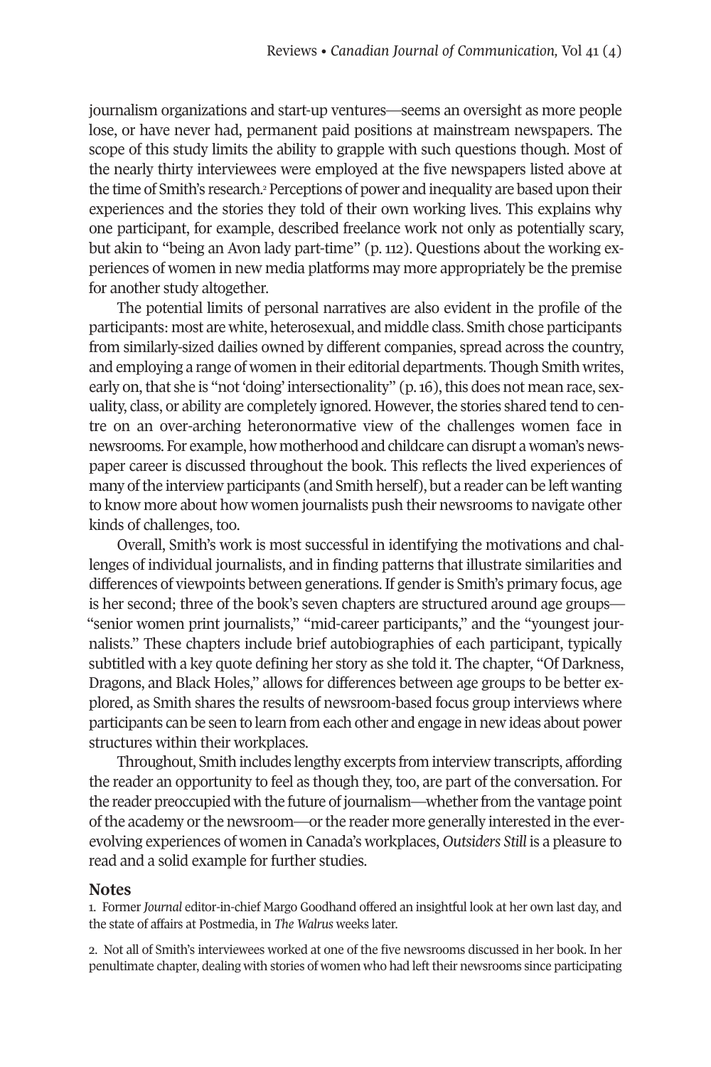journalism organizations and start-up ventures—seems an oversight as more people lose, or have never had, permanent paid positions at mainstream newspapers. The scope of this study limits the ability to grapple with such questions though. Most of the nearly thirty interviewees were employed at the five newspapers listed above at the time of Smith's research.[2] Perceptions of power and inequality are based upon their experiences and the stories they told of their own working lives. This explains why one participant, for example, described freelance work not only as potentially scary, but akin to "being an Avon lady part-time" (p. 112). Questions about the working experiences of women in new media platforms may more appropriately be the premise for another study altogether.

The potential limits of personal narratives are also evident in the profile of the participants: most are white, heterosexual, and middle class. Smith chose participants from similarly-sized dailies owned by different companies, spread across the country, and employing a range of women in their editorial departments. Though Smith writes, early on, that she is "not 'doing' intersectionality" (p. 16), this does not mean race, sexuality, class, or ability are completely ignored. However, the stories shared tend to centre on an over-arching heteronormative view of the challenges women face in newsrooms. For example, how motherhood and childcare can disrupt a woman's newspaper career is discussed throughout the book. This reflects the lived experiences of many of the interview participants (and Smith herself), but a reader can be left wanting to know more about how women journalists push their newsrooms to navigate other kinds of challenges, too.

Overall, Smith's work is most successful in identifying the motivations and challenges of individual journalists, and in finding patterns that illustrate similarities and differences of viewpoints between generations. If gender is Smith's primary focus, age is her second; three of the book's seven chapters are structured around age groups—"senior women print journalists," "mid-career participants," and the "youngest journalists." These chapters include brief autobiographies of each participant, typically subtitled with a key quote defining her story as she told it. The chapter, "Of Darkness, Dragons, and Black Holes," allows for differences between age groups to be better explored, as Smith shares the results of newsroom-based focus group interviews where participants can be seen to learn from each other and engage in new ideas about power structures within their workplaces.

Throughout, Smith includes lengthy excerpts from interview transcripts, affording the reader an opportunity to feel as though they, too, are part of the conversation. For the reader preoccupied with the future of journalism—whether from the vantage point of the academy or the newsroom—or the reader more generally interested in the ever-evolving experiences of women in Canada's workplaces, *Outsiders Still* is a pleasure to read and a solid example for further studies.

## Notes

1. Former *Journal* editor-in-chief Margo Goodhand offered an insightful look at her own last day, and the state of affairs at Postmedia, in *The Walrus* weeks later.

2. Not all of Smith's interviewees worked at one of the five newsrooms discussed in her book. In her penultimate chapter, dealing with stories of women who had left their newsrooms since participating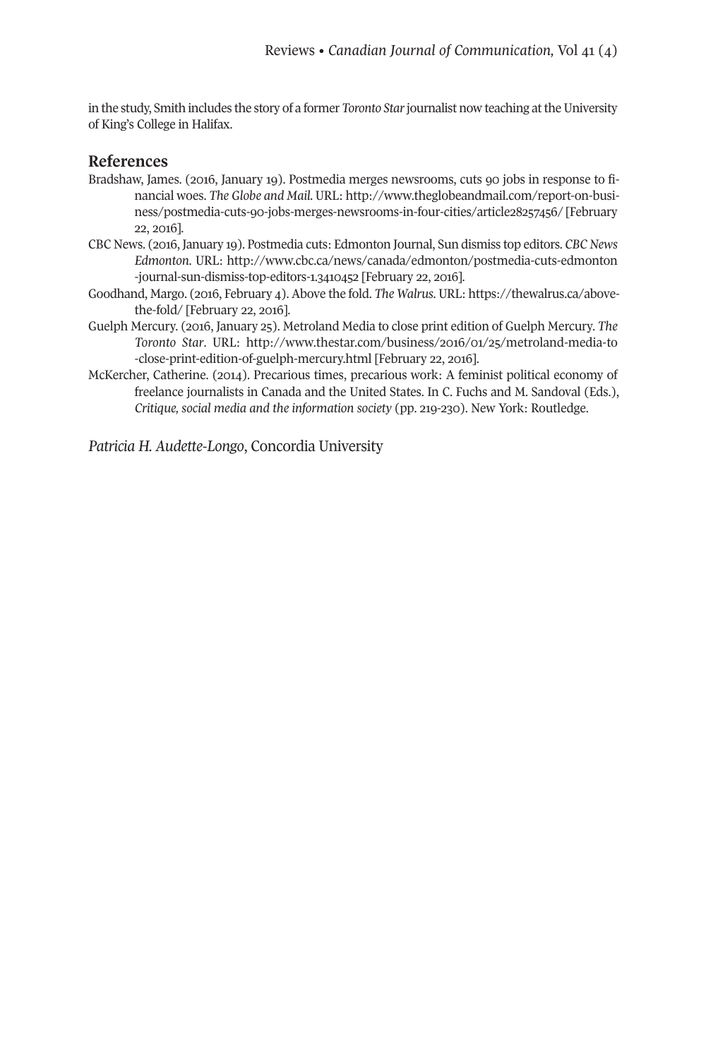in the study, Smith includes the story of a former *Toronto Star* journalist now teaching at the University of King's College in Halifax.

## References

Bradshaw, James. (2016, January 19). Postmedia merges newsrooms, cuts 90 jobs in response to financial woes. *The Globe and Mail.* URL: http://www.theglobeandmail.com/report-on-business/postmedia-cuts-90-jobs-merges-newsrooms-in-four-cities/article28257456/ [February 22, 2016].

CBC News. (2016, January 19). Postmedia cuts: Edmonton Journal, Sun dismiss top editors. *CBC News Edmonton.* URL: http://www.cbc.ca/news/canada/edmonton/postmedia-cuts-edmonton-journal-sun-dismiss-top-editors-1.3410452 [February 22, 2016].

Goodhand, Margo. (2016, February 4). Above the fold. *The Walrus.* URL: https://thewalrus.ca/above-the-fold/ [February 22, 2016].

Guelph Mercury. (2016, January 25). Metroland Media to close print edition of Guelph Mercury. *The Toronto Star*. URL: http://www.thestar.com/business/2016/01/25/metroland-media-to-close-print-edition-of-guelph-mercury.html [February 22, 2016].

McKercher, Catherine. (2014). Precarious times, precarious work: A feminist political economy of freelance journalists in Canada and the United States. In C. Fuchs and M. Sandoval (Eds.), *Critique, social media and the information society* (pp. 219-230). New York: Routledge.

*Patricia H. Audette-Longo*, Concordia University